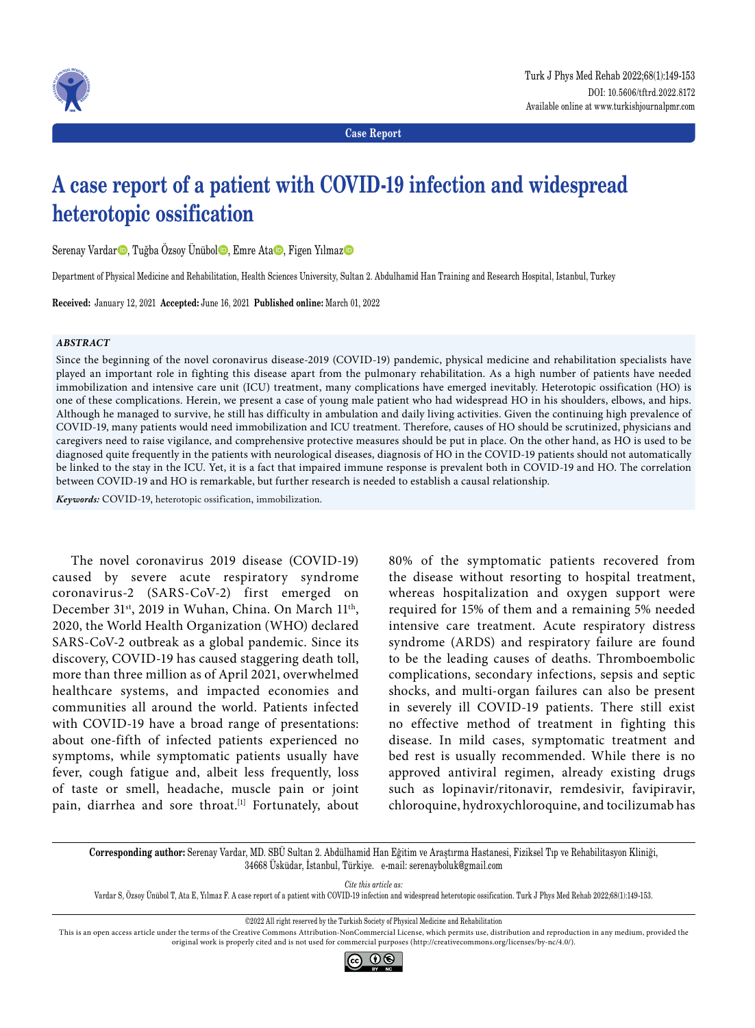Case Report

# A case report of a patient with COVID-19 infection and widespread heterotopic ossification

Serenay Vardar, Tuğba Özsoy Ünübol, Emre Ata, Figen Yılmaz

Department of Physical Medicine and Rehabilitation, Health Sciences University, Sultan 2. Abdulhamid Han Training and Research Hospital, Istanbul, Turkey

**Received:** January 12, 2021 **Accepted:** June 16, 2021 **Published online:** March 01, 2022

## *ABSTRACT*

Since the beginning of the novel coronavirus disease-2019 (COVID-19) pandemic, physical medicine and rehabilitation specialists have played an important role in fighting this disease apart from the pulmonary rehabilitation. As a high number of patients have needed immobilization and intensive care unit (ICU) treatment, many complications have emerged inevitably. Heterotopic ossification (HO) is one of these complications. Herein, we present a case of young male patient who had widespread HO in his shoulders, elbows, and hips. Although he managed to survive, he still has difficulty in ambulation and daily living activities. Given the continuing high prevalence of COVID-19, many patients would need immobilization and ICU treatment. Therefore, causes of HO should be scrutinized, physicians and caregivers need to raise vigilance, and comprehensive protective measures should be put in place. On the other hand, as HO is used to be diagnosed quite frequently in the patients with neurological diseases, diagnosis of HO in the COVID-19 patients should not automatically be linked to the stay in the ICU. Yet, it is a fact that impaired immune response is prevalent both in COVID-19 and HO. The correlation between COVID-19 and HO is remarkable, but further research is needed to establish a causal relationship.

***Keywords:*** COVID-19, heterotopic ossification, immobilization.

The novel coronavirus 2019 disease (COVID-19) caused by severe acute respiratory syndrome coronavirus-2 (SARS-CoV-2) first emerged on December 31st, 2019 in Wuhan, China. On March 11th, 2020, the World Health Organization (WHO) declared SARS-CoV-2 outbreak as a global pandemic. Since its discovery, COVID-19 has caused staggering death toll, more than three million as of April 2021, overwhelmed healthcare systems, and impacted economies and communities all around the world. Patients infected with COVID-19 have a broad range of presentations: about one-fifth of infected patients experienced no symptoms, while symptomatic patients usually have fever, cough fatigue and, albeit less frequently, loss of taste or smell, headache, muscle pain or joint pain, diarrhea and sore throat.[1] Fortunately, about 80% of the symptomatic patients recovered from the disease without resorting to hospital treatment, whereas hospitalization and oxygen support were required for 15% of them and a remaining 5% needed intensive care treatment. Acute respiratory distress syndrome (ARDS) and respiratory failure are found to be the leading causes of deaths. Thromboembolic complications, secondary infections, sepsis and septic shocks, and multi-organ failures can also be present in severely ill COVID-19 patients. There still exist no effective method of treatment in fighting this disease. In mild cases, symptomatic treatment and bed rest is usually recommended. While there is no approved antiviral regimen, already existing drugs such as lopinavir/ritonavir, remdesivir, favipiravir, chloroquine, hydroxychloroquine, and tocilizumab has

**Corresponding author:** Serenay Vardar, MD. SBÜ Sultan 2. Abdülhamid Han Eğitim ve Araştırma Hastanesi, Fiziksel Tıp ve Rehabilitasyon Kliniği, 34668 Üsküdar, İstanbul, Türkiye. e-mail: serenayboluk@gmail.com

*Cite this article as:*
Vardar S, Özsoy Ünübol T, Ata E, Yılmaz F. A case report of a patient with COVID-19 infection and widespread heterotopic ossification. Turk J Phys Med Rehab 2022;68(1):149-153.

©2022 All right reserved by the Turkish Society of Physical Medicine and Rehabilitation
This is an open access article under the terms of the Creative Commons Attribution-NonCommercial License, which permits use, distribution and reproduction in any medium, provided the original work is properly cited and is not used for commercial purposes (http://creativecommons.org/licenses/by-nc/4.0/).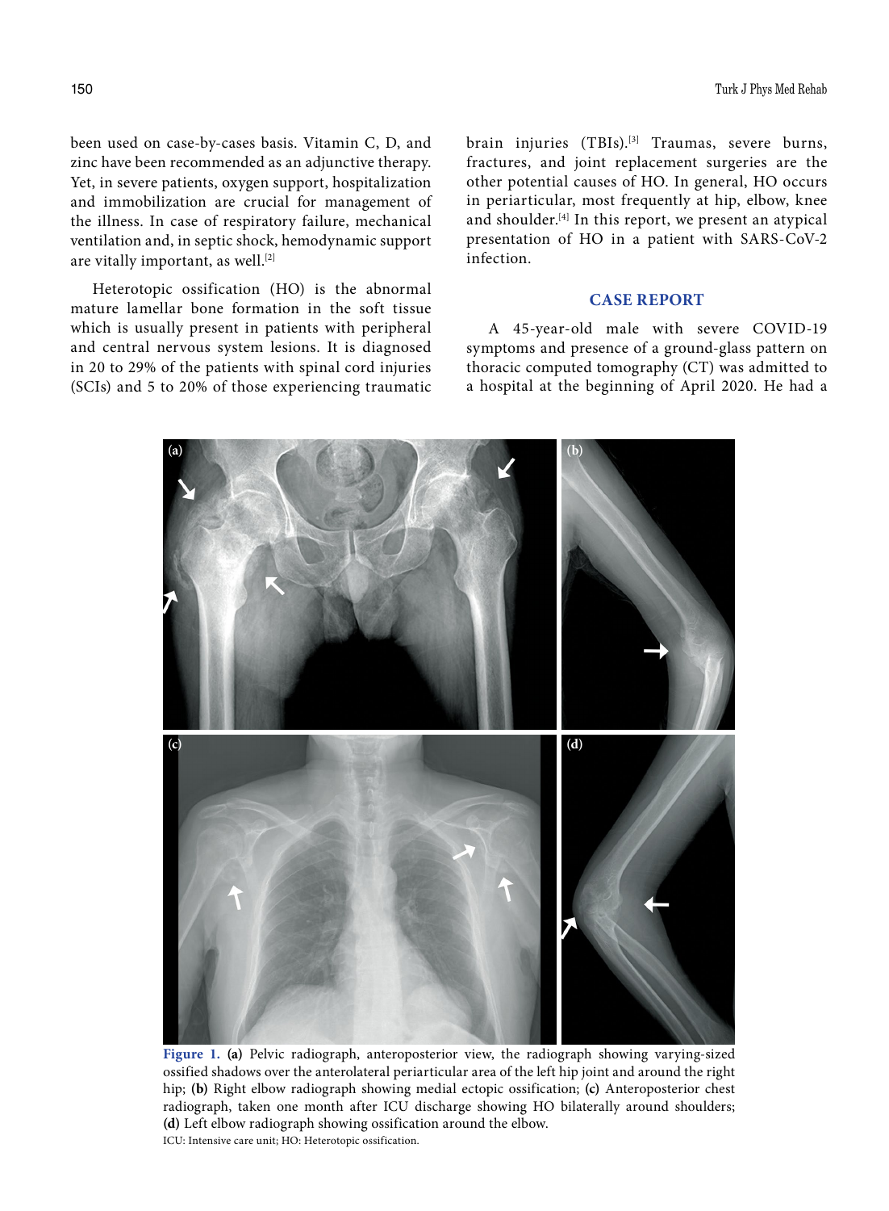been used on case-by-cases basis. Vitamin C, D, and zinc have been recommended as an adjunctive therapy. Yet, in severe patients, oxygen support, hospitalization and immobilization are crucial for management of the illness. In case of respiratory failure, mechanical ventilation and, in septic shock, hemodynamic support are vitally important, as well.[2]

Heterotopic ossification (HO) is the abnormal mature lamellar bone formation in the soft tissue which is usually present in patients with peripheral and central nervous system lesions. It is diagnosed in 20 to 29% of the patients with spinal cord injuries (SCIs) and 5 to 20% of those experiencing traumatic brain injuries (TBIs).[3] Traumas, severe burns, fractures, and joint replacement surgeries are the other potential causes of HO. In general, HO occurs in periarticular, most frequently at hip, elbow, knee and shoulder.[4] In this report, we present an atypical presentation of HO in a patient with SARS-CoV-2 infection.

## CASE REPORT

A 45-year-old male with severe COVID-19 symptoms and presence of a ground-glass pattern on thoracic computed tomography (CT) was admitted to a hospital at the beginning of April 2020. He had a

**Figure 1. (a)** Pelvic radiograph, anteroposterior view, the radiograph showing varying-sized ossified shadows over the anterolateral periarticular area of the left hip joint and around the right hip; **(b)** Right elbow radiograph showing medial ectopic ossification; **(c)** Anteroposterior chest radiograph, taken one month after ICU discharge showing HO bilaterally around shoulders; **(d)** Left elbow radiograph showing ossification around the elbow.

ICU: Intensive care unit; HO: Heterotopic ossification.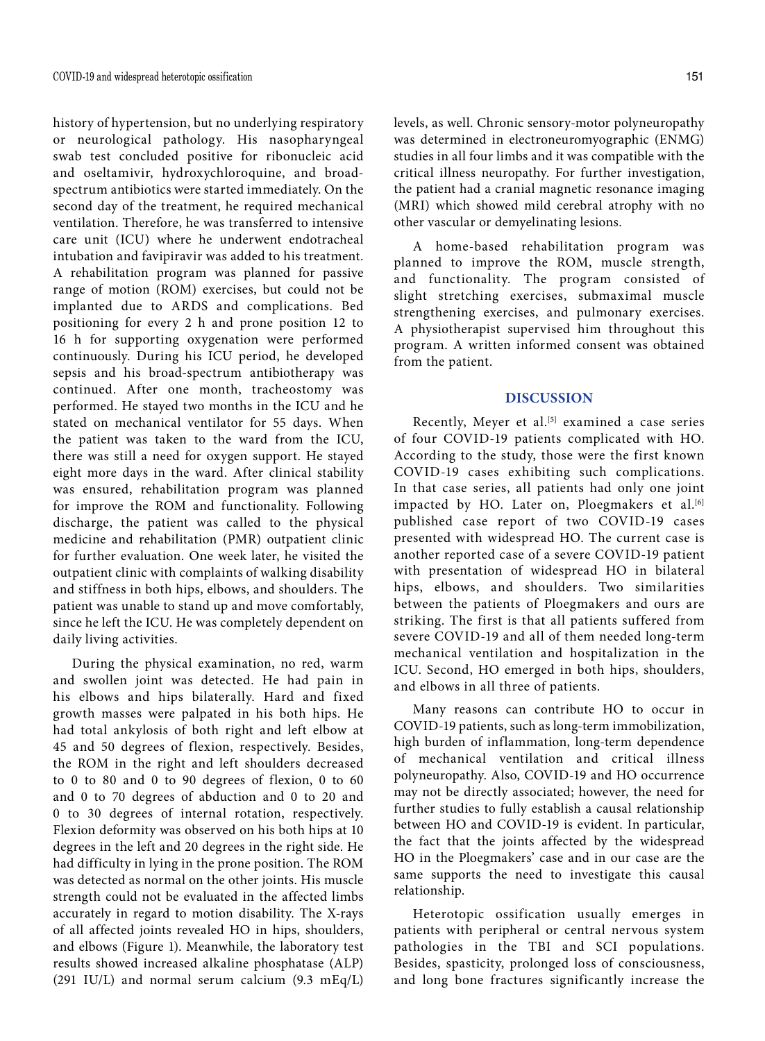history of hypertension, but no underlying respiratory or neurological pathology. His nasopharyngeal swab test concluded positive for ribonucleic acid and oseltamivir, hydroxychloroquine, and broad-spectrum antibiotics were started immediately. On the second day of the treatment, he required mechanical ventilation. Therefore, he was transferred to intensive care unit (ICU) where he underwent endotracheal intubation and favipiravir was added to his treatment. A rehabilitation program was planned for passive range of motion (ROM) exercises, but could not be implanted due to ARDS and complications. Bed positioning for every 2 h and prone position 12 to 16 h for supporting oxygenation were performed continuously. During his ICU period, he developed sepsis and his broad-spectrum antibiotherapy was continued. After one month, tracheostomy was performed. He stayed two months in the ICU and he stated on mechanical ventilator for 55 days. When the patient was taken to the ward from the ICU, there was still a need for oxygen support. He stayed eight more days in the ward. After clinical stability was ensured, rehabilitation program was planned for improve the ROM and functionality. Following discharge, the patient was called to the physical medicine and rehabilitation (PMR) outpatient clinic for further evaluation. One week later, he visited the outpatient clinic with complaints of walking disability and stiffness in both hips, elbows, and shoulders. The patient was unable to stand up and move comfortably, since he left the ICU. He was completely dependent on daily living activities.

During the physical examination, no red, warm and swollen joint was detected. He had pain in his elbows and hips bilaterally. Hard and fixed growth masses were palpated in his both hips. He had total ankylosis of both right and left elbow at 45 and 50 degrees of flexion, respectively. Besides, the ROM in the right and left shoulders decreased to 0 to 80 and 0 to 90 degrees of flexion, 0 to 60 and 0 to 70 degrees of abduction and 0 to 20 and 0 to 30 degrees of internal rotation, respectively. Flexion deformity was observed on his both hips at 10 degrees in the left and 20 degrees in the right side. He had difficulty in lying in the prone position. The ROM was detected as normal on the other joints. His muscle strength could not be evaluated in the affected limbs accurately in regard to motion disability. The X-rays of all affected joints revealed HO in hips, shoulders, and elbows (Figure 1). Meanwhile, the laboratory test results showed increased alkaline phosphatase (ALP) (291 IU/L) and normal serum calcium (9.3 mEq/L) levels, as well. Chronic sensory-motor polyneuropathy was determined in electroneuromyographic (ENMG) studies in all four limbs and it was compatible with the critical illness neuropathy. For further investigation, the patient had a cranial magnetic resonance imaging (MRI) which showed mild cerebral atrophy with no other vascular or demyelinating lesions.

A home-based rehabilitation program was planned to improve the ROM, muscle strength, and functionality. The program consisted of slight stretching exercises, submaximal muscle strengthening exercises, and pulmonary exercises. A physiotherapist supervised him throughout this program. A written informed consent was obtained from the patient.

## DISCUSSION

Recently, Meyer et al.[5] examined a case series of four COVID-19 patients complicated with HO. According to the study, those were the first known COVID-19 cases exhibiting such complications. In that case series, all patients had only one joint impacted by HO. Later on, Ploegmakers et al.[6] published case report of two COVID-19 cases presented with widespread HO. The current case is another reported case of a severe COVID-19 patient with presentation of widespread HO in bilateral hips, elbows, and shoulders. Two similarities between the patients of Ploegmakers and ours are striking. The first is that all patients suffered from severe COVID-19 and all of them needed long-term mechanical ventilation and hospitalization in the ICU. Second, HO emerged in both hips, shoulders, and elbows in all three of patients.

Many reasons can contribute HO to occur in COVID-19 patients, such as long-term immobilization, high burden of inflammation, long-term dependence of mechanical ventilation and critical illness polyneuropathy. Also, COVID-19 and HO occurrence may not be directly associated; however, the need for further studies to fully establish a causal relationship between HO and COVID-19 is evident. In particular, the fact that the joints affected by the widespread HO in the Ploegmakers' case and in our case are the same supports the need to investigate this causal relationship.

Heterotopic ossification usually emerges in patients with peripheral or central nervous system pathologies in the TBI and SCI populations. Besides, spasticity, prolonged loss of consciousness, and long bone fractures significantly increase the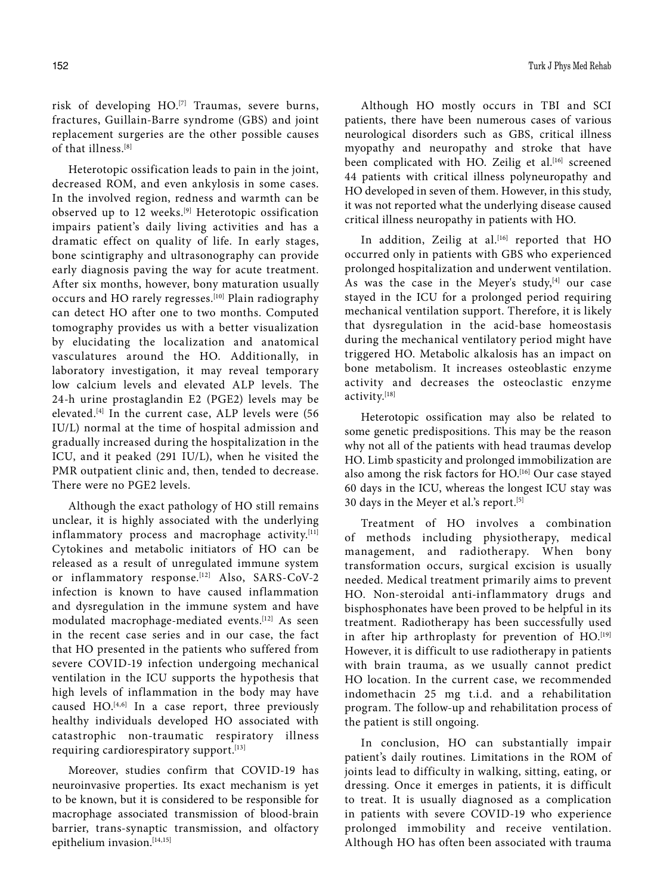risk of developing HO.[7] Traumas, severe burns, fractures, Guillain-Barre syndrome (GBS) and joint replacement surgeries are the other possible causes of that illness.[8]

Heterotopic ossification leads to pain in the joint, decreased ROM, and even ankylosis in some cases. In the involved region, redness and warmth can be observed up to 12 weeks.[9] Heterotopic ossification impairs patient's daily living activities and has a dramatic effect on quality of life. In early stages, bone scintigraphy and ultrasonography can provide early diagnosis paving the way for acute treatment. After six months, however, bony maturation usually occurs and HO rarely regresses.[10] Plain radiography can detect HO after one to two months. Computed tomography provides us with a better visualization by elucidating the localization and anatomical vasculatures around the HO. Additionally, in laboratory investigation, it may reveal temporary low calcium levels and elevated ALP levels. The 24-h urine prostaglandin E2 (PGE2) levels may be elevated.[4] In the current case, ALP levels were (56 IU/L) normal at the time of hospital admission and gradually increased during the hospitalization in the ICU, and it peaked (291 IU/L), when he visited the PMR outpatient clinic and, then, tended to decrease. There were no PGE2 levels.

Although the exact pathology of HO still remains unclear, it is highly associated with the underlying inflammatory process and macrophage activity.[11] Cytokines and metabolic initiators of HO can be released as a result of unregulated immune system or inflammatory response.[12] Also, SARS-CoV-2 infection is known to have caused inflammation and dysregulation in the immune system and have modulated macrophage-mediated events.[12] As seen in the recent case series and in our case, the fact that HO presented in the patients who suffered from severe COVID-19 infection undergoing mechanical ventilation in the ICU supports the hypothesis that high levels of inflammation in the body may have caused HO.[4,6] In a case report, three previously healthy individuals developed HO associated with catastrophic non-traumatic respiratory illness requiring cardiorespiratory support.[13]

Moreover, studies confirm that COVID-19 has neuroinvasive properties. Its exact mechanism is yet to be known, but it is considered to be responsible for macrophage associated transmission of blood-brain barrier, trans-synaptic transmission, and olfactory epithelium invasion.[14,15]

Although HO mostly occurs in TBI and SCI patients, there have been numerous cases of various neurological disorders such as GBS, critical illness myopathy and neuropathy and stroke that have been complicated with HO. Zeilig et al.[16] screened 44 patients with critical illness polyneuropathy and HO developed in seven of them. However, in this study, it was not reported what the underlying disease caused critical illness neuropathy in patients with HO.

In addition, Zeilig at al.[16] reported that HO occurred only in patients with GBS who experienced prolonged hospitalization and underwent ventilation. As was the case in the Meyer's study,[4] our case stayed in the ICU for a prolonged period requiring mechanical ventilation support. Therefore, it is likely that dysregulation in the acid-base homeostasis during the mechanical ventilatory period might have triggered HO. Metabolic alkalosis has an impact on bone metabolism. It increases osteoblastic enzyme activity and decreases the osteoclastic enzyme activity.[18]

Heterotopic ossification may also be related to some genetic predispositions. This may be the reason why not all of the patients with head traumas develop HO. Limb spasticity and prolonged immobilization are also among the risk factors for HO.[16] Our case stayed 60 days in the ICU, whereas the longest ICU stay was 30 days in the Meyer et al.'s report.[5]

Treatment of HO involves a combination of methods including physiotherapy, medical management, and radiotherapy. When bony transformation occurs, surgical excision is usually needed. Medical treatment primarily aims to prevent HO. Non-steroidal anti-inflammatory drugs and bisphosphonates have been proved to be helpful in its treatment. Radiotherapy has been successfully used in after hip arthroplasty for prevention of HO.[19] However, it is difficult to use radiotherapy in patients with brain trauma, as we usually cannot predict HO location. In the current case, we recommended indomethacin 25 mg t.i.d. and a rehabilitation program. The follow-up and rehabilitation process of the patient is still ongoing.

In conclusion, HO can substantially impair patient's daily routines. Limitations in the ROM of joints lead to difficulty in walking, sitting, eating, or dressing. Once it emerges in patients, it is difficult to treat. It is usually diagnosed as a complication in patients with severe COVID-19 who experience prolonged immobility and receive ventilation. Although HO has often been associated with trauma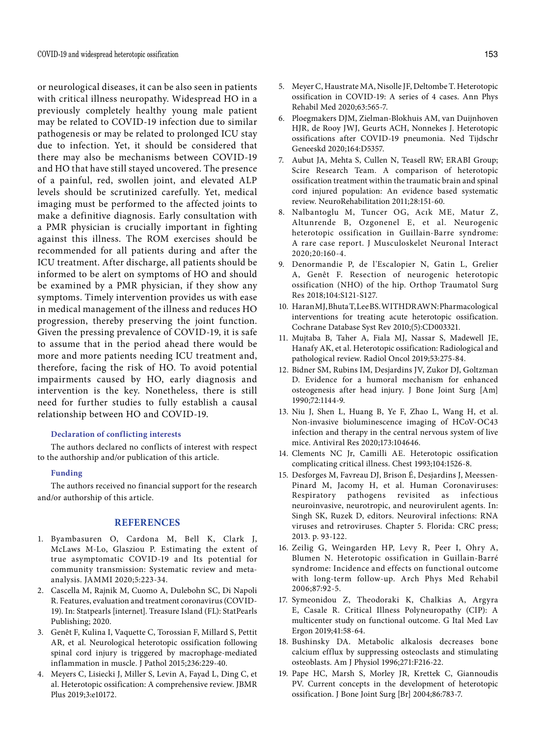or neurological diseases, it can be also seen in patients with critical illness neuropathy. Widespread HO in a previously completely healthy young male patient may be related to COVID-19 infection due to similar pathogenesis or may be related to prolonged ICU stay due to infection. Yet, it should be considered that there may also be mechanisms between COVID-19 and HO that have still stayed uncovered. The presence of a painful, red, swollen joint, and elevated ALP levels should be scrutinized carefully. Yet, medical imaging must be performed to the affected joints to make a definitive diagnosis. Early consultation with a PMR physician is crucially important in fighting against this illness. The ROM exercises should be recommended for all patients during and after the ICU treatment. After discharge, all patients should be informed to be alert on symptoms of HO and should be examined by a PMR physician, if they show any symptoms. Timely intervention provides us with ease in medical management of the illness and reduces HO progression, thereby preserving the joint function. Given the pressing prevalence of COVID-19, it is safe to assume that in the period ahead there would be more and more patients needing ICU treatment and, therefore, facing the risk of HO. To avoid potential impairments caused by HO, early diagnosis and intervention is the key. Nonetheless, there is still need for further studies to fully establish a causal relationship between HO and COVID-19.

#### Declaration of conflicting interests

The authors declared no conflicts of interest with respect to the authorship and/or publication of this article.

#### Funding

The authors received no financial support for the research and/or authorship of this article.

## REFERENCES

1. Byambasuren O, Cardona M, Bell K, Clark J, McLaws M-Lo, Glasziou P. Estimating the extent of true asymptomatic COVID-19 and Its potential for community transmission: Systematic review and meta-analysis. JAMMI 2020;5:223-34.
2. Cascella M, Rajnik M, Cuomo A, Dulebohn SC, Di Napoli R. Features, evaluation and treatment coronavirus (COVID-19). In: Statpearls [internet]. Treasure Island (FL): StatPearls Publishing; 2020.
3. Genêt F, Kulina I, Vaquette C, Torossian F, Millard S, Pettit AR, et al. Neurological heterotopic ossification following spinal cord injury is triggered by macrophage-mediated inflammation in muscle. J Pathol 2015;236:229-40.
4. Meyers C, Lisiecki J, Miller S, Levin A, Fayad L, Ding C, et al. Heterotopic ossification: A comprehensive review. JBMR Plus 2019;3:e10172.
5. Meyer C, Haustrate MA, Nisolle JF, Deltombe T. Heterotopic ossification in COVID-19: A series of 4 cases. Ann Phys Rehabil Med 2020;63:565-7.
6. Ploegmakers DJM, Zielman-Blokhuis AM, van Duijnhoven HJR, de Rooy JWJ, Geurts ACH, Nonnekes J. Heterotopic ossifications after COVID-19 pneumonia. Ned Tijdschr Geneeskd 2020;164:D5357.
7. Aubut JA, Mehta S, Cullen N, Teasell RW; ERABI Group; Scire Research Team. A comparison of heterotopic ossification treatment within the traumatic brain and spinal cord injured population: An evidence based systematic review. NeuroRehabilitation 2011;28:151-60.
8. Nalbantoglu M, Tuncer OG, Acık ME, Matur Z, Altunrende B, Ozgonenel E, et al. Neurogenic heterotopic ossification in Guillain-Barre syndrome: A rare case report. J Musculoskelet Neuronal Interact 2020;20:160-4.
9. Denormandie P, de l'Escalopier N, Gatin L, Grelier A, Genêt F. Resection of neurogenic heterotopic ossification (NHO) of the hip. Orthop Traumatol Surg Res 2018;104:S121-S127.
10. Haran MJ, Bhuta T, Lee BS. WITHDRAWN: Pharmacological interventions for treating acute heterotopic ossification. Cochrane Database Syst Rev 2010;(5):CD003321.
11. Mujtaba B, Taher A, Fiala MJ, Nassar S, Madewell JE, Hanafy AK, et al. Heterotopic ossification: Radiological and pathological review. Radiol Oncol 2019;53:275-84.
12. Bidner SM, Rubins IM, Desjardins JV, Zukor DJ, Goltzman D. Evidence for a humoral mechanism for enhanced osteogenesis after head injury. J Bone Joint Surg [Am] 1990;72:1144-9.
13. Niu J, Shen L, Huang B, Ye F, Zhao L, Wang H, et al. Non-invasive bioluminescence imaging of HCoV-OC43 infection and therapy in the central nervous system of live mice. Antiviral Res 2020;173:104646.
14. Clements NC Jr, Camilli AE. Heterotopic ossification complicating critical illness. Chest 1993;104:1526-8.
15. Desforges M, Favreau DJ, Brison É, Desjardins J, Meessen-Pinard M, Jacomy H, et al. Human Coronaviruses: Respiratory pathogens revisited as infectious neuroinvasive, neurotropic, and neurovirulent agents. In: Singh SK, Ruzek D, editors. Neuroviral infections: RNA viruses and retroviruses. Chapter 5. Florida: CRC press; 2013. p. 93-122.
16. Zeilig G, Weingarden HP, Levy R, Peer I, Ohry A, Blumen N. Heterotopic ossification in Guillain-Barré syndrome: Incidence and effects on functional outcome with long-term follow-up. Arch Phys Med Rehabil 2006;87:92-5.
17. Symeonidou Z, Theodoraki K, Chalkias A, Argyra E, Casale R. Critical Illness Polyneuropathy (CIP): A multicenter study on functional outcome. G Ital Med Lav Ergon 2019;41:58-64.
18. Bushinsky DA. Metabolic alkalosis decreases bone calcium efflux by suppressing osteoclasts and stimulating osteoblasts. Am J Physiol 1996;271:F216-22.
19. Pape HC, Marsh S, Morley JR, Krettek C, Giannoudis PV. Current concepts in the development of heterotopic ossification. J Bone Joint Surg [Br] 2004;86:783-7.